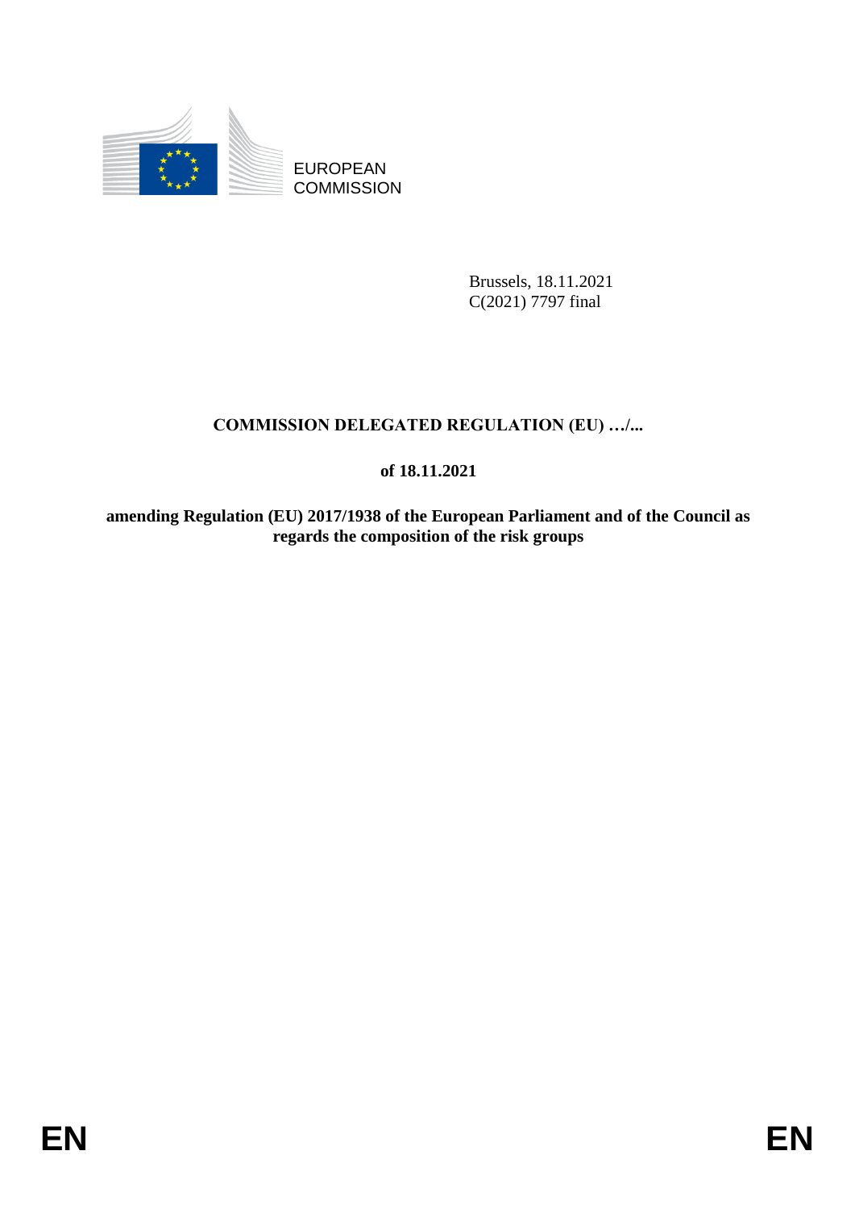EUROPEAN COMMISSION

Brussels, 18.11.2021
C(2021) 7797 final

# COMMISSION DELEGATED REGULATION (EU) …/...

## of 18.11.2021

## amending Regulation (EU) 2017/1938 of the European Parliament and of the Council as regards the composition of the risk groups

EN EN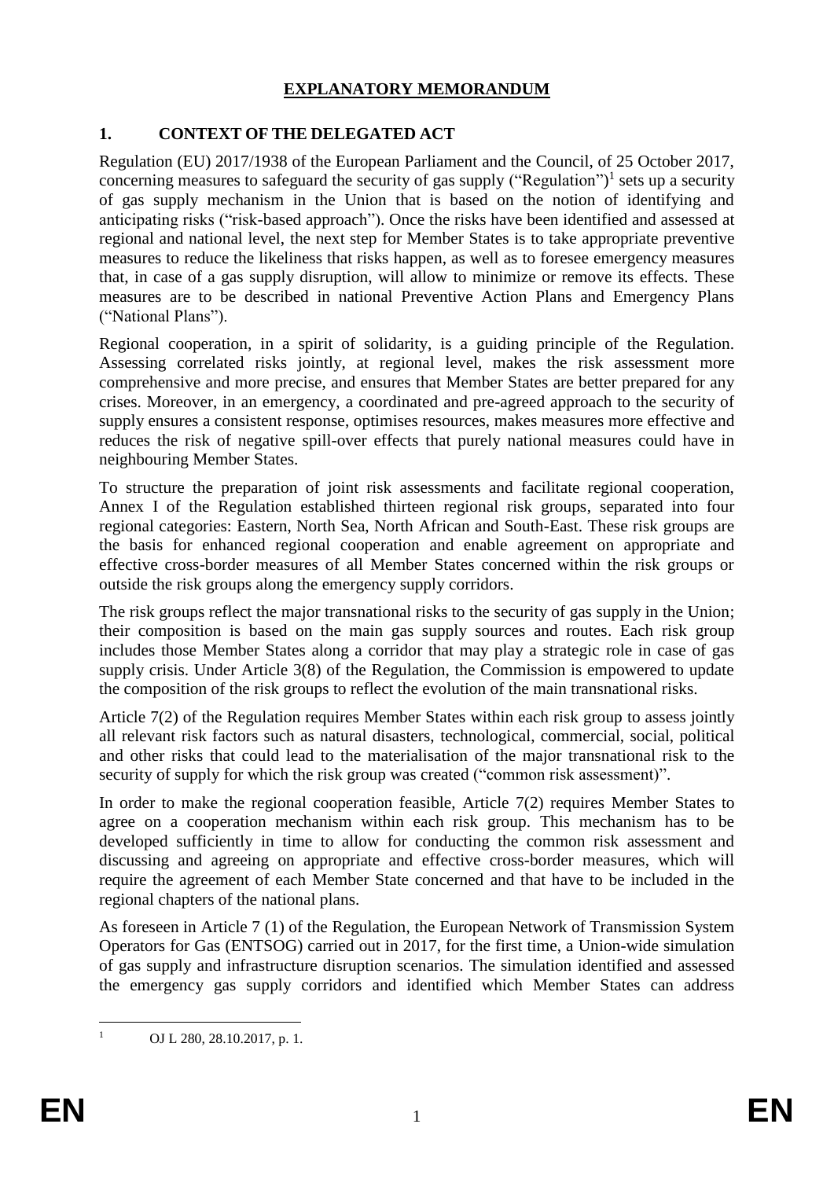# EXPLANATORY MEMORANDUM

## 1. CONTEXT OF THE DELEGATED ACT

Regulation (EU) 2017/1938 of the European Parliament and the Council, of 25 October 2017, concerning measures to safeguard the security of gas supply ("Regulation")[1] sets up a security of gas supply mechanism in the Union that is based on the notion of identifying and anticipating risks ("risk-based approach"). Once the risks have been identified and assessed at regional and national level, the next step for Member States is to take appropriate preventive measures to reduce the likeliness that risks happen, as well as to foresee emergency measures that, in case of a gas supply disruption, will allow to minimize or remove its effects. These measures are to be described in national Preventive Action Plans and Emergency Plans ("National Plans").

Regional cooperation, in a spirit of solidarity, is a guiding principle of the Regulation. Assessing correlated risks jointly, at regional level, makes the risk assessment more comprehensive and more precise, and ensures that Member States are better prepared for any crises. Moreover, in an emergency, a coordinated and pre-agreed approach to the security of supply ensures a consistent response, optimises resources, makes measures more effective and reduces the risk of negative spill-over effects that purely national measures could have in neighbouring Member States.

To structure the preparation of joint risk assessments and facilitate regional cooperation, Annex I of the Regulation established thirteen regional risk groups, separated into four regional categories: Eastern, North Sea, North African and South-East. These risk groups are the basis for enhanced regional cooperation and enable agreement on appropriate and effective cross-border measures of all Member States concerned within the risk groups or outside the risk groups along the emergency supply corridors.

The risk groups reflect the major transnational risks to the security of gas supply in the Union; their composition is based on the main gas supply sources and routes. Each risk group includes those Member States along a corridor that may play a strategic role in case of gas supply crisis. Under Article 3(8) of the Regulation, the Commission is empowered to update the composition of the risk groups to reflect the evolution of the main transnational risks.

Article 7(2) of the Regulation requires Member States within each risk group to assess jointly all relevant risk factors such as natural disasters, technological, commercial, social, political and other risks that could lead to the materialisation of the major transnational risk to the security of supply for which the risk group was created ("common risk assessment)".

In order to make the regional cooperation feasible, Article 7(2) requires Member States to agree on a cooperation mechanism within each risk group. This mechanism has to be developed sufficiently in time to allow for conducting the common risk assessment and discussing and agreeing on appropriate and effective cross-border measures, which will require the agreement of each Member State concerned and that have to be included in the regional chapters of the national plans.

As foreseen in Article 7 (1) of the Regulation, the European Network of Transmission System Operators for Gas (ENTSOG) carried out in 2017, for the first time, a Union-wide simulation of gas supply and infrastructure disruption scenarios. The simulation identified and assessed the emergency gas supply corridors and identified which Member States can address

[1] OJ L 280, 28.10.2017, p. 1.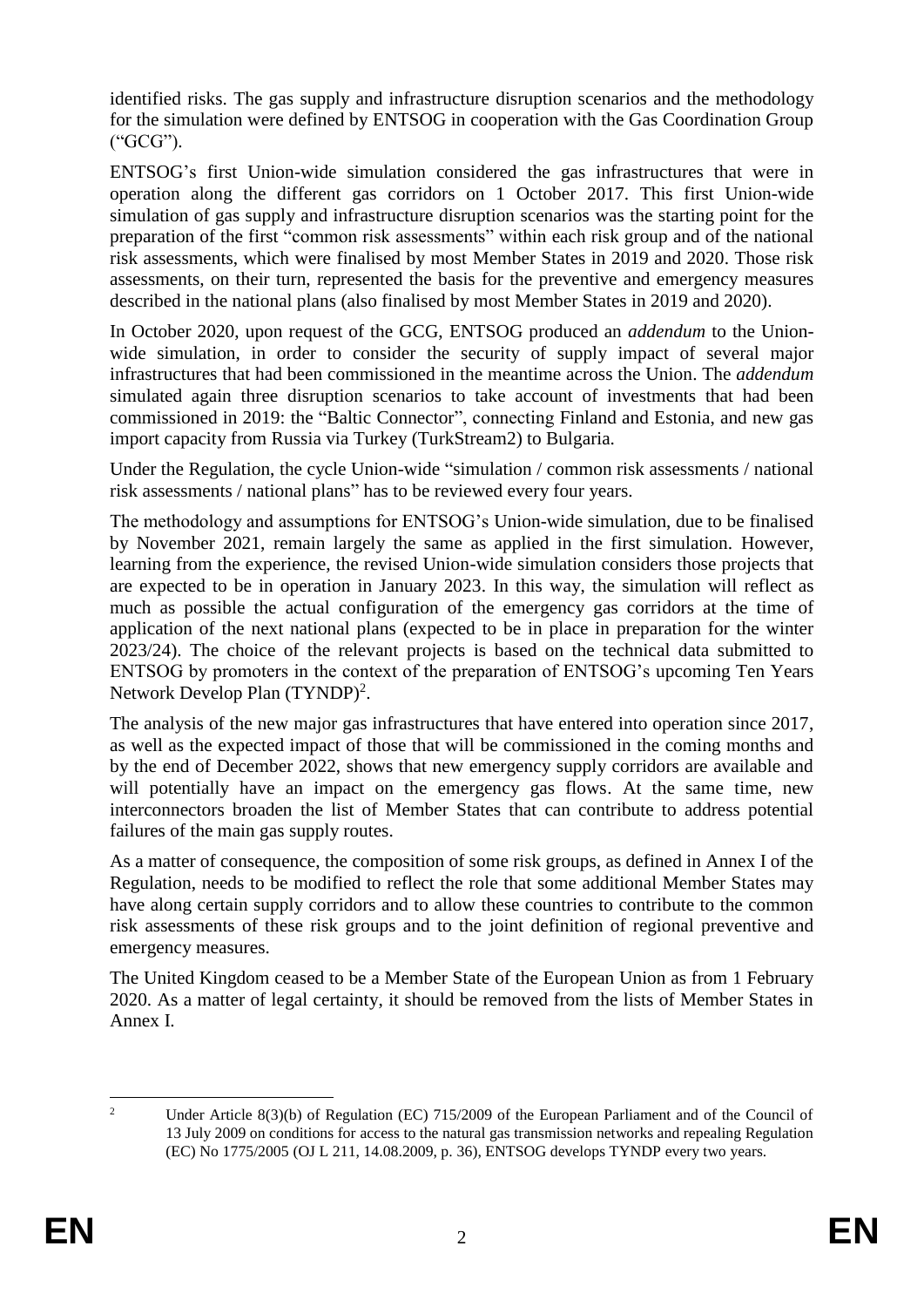identified risks. The gas supply and infrastructure disruption scenarios and the methodology for the simulation were defined by ENTSOG in cooperation with the Gas Coordination Group ("GCG").

ENTSOG's first Union-wide simulation considered the gas infrastructures that were in operation along the different gas corridors on 1 October 2017. This first Union-wide simulation of gas supply and infrastructure disruption scenarios was the starting point for the preparation of the first "common risk assessments" within each risk group and of the national risk assessments, which were finalised by most Member States in 2019 and 2020. Those risk assessments, on their turn, represented the basis for the preventive and emergency measures described in the national plans (also finalised by most Member States in 2019 and 2020).

In October 2020, upon request of the GCG, ENTSOG produced an *addendum* to the Union-wide simulation, in order to consider the security of supply impact of several major infrastructures that had been commissioned in the meantime across the Union. The *addendum* simulated again three disruption scenarios to take account of investments that had been commissioned in 2019: the "Baltic Connector", connecting Finland and Estonia, and new gas import capacity from Russia via Turkey (TurkStream2) to Bulgaria.

Under the Regulation, the cycle Union-wide "simulation / common risk assessments / national risk assessments / national plans" has to be reviewed every four years.

The methodology and assumptions for ENTSOG's Union-wide simulation, due to be finalised by November 2021, remain largely the same as applied in the first simulation. However, learning from the experience, the revised Union-wide simulation considers those projects that are expected to be in operation in January 2023. In this way, the simulation will reflect as much as possible the actual configuration of the emergency gas corridors at the time of application of the next national plans (expected to be in place in preparation for the winter 2023/24). The choice of the relevant projects is based on the technical data submitted to ENTSOG by promoters in the context of the preparation of ENTSOG's upcoming Ten Years Network Develop Plan (TYNDP)[2].

The analysis of the new major gas infrastructures that have entered into operation since 2017, as well as the expected impact of those that will be commissioned in the coming months and by the end of December 2022, shows that new emergency supply corridors are available and will potentially have an impact on the emergency gas flows. At the same time, new interconnectors broaden the list of Member States that can contribute to address potential failures of the main gas supply routes.

As a matter of consequence, the composition of some risk groups, as defined in Annex I of the Regulation, needs to be modified to reflect the role that some additional Member States may have along certain supply corridors and to allow these countries to contribute to the common risk assessments of these risk groups and to the joint definition of regional preventive and emergency measures.

The United Kingdom ceased to be a Member State of the European Union as from 1 February 2020. As a matter of legal certainty, it should be removed from the lists of Member States in Annex I.

---

[2] Under Article 8(3)(b) of Regulation (EC) 715/2009 of the European Parliament and of the Council of 13 July 2009 on conditions for access to the natural gas transmission networks and repealing Regulation (EC) No 1775/2005 (OJ L 211, 14.08.2009, p. 36), ENTSOG develops TYNDP every two years.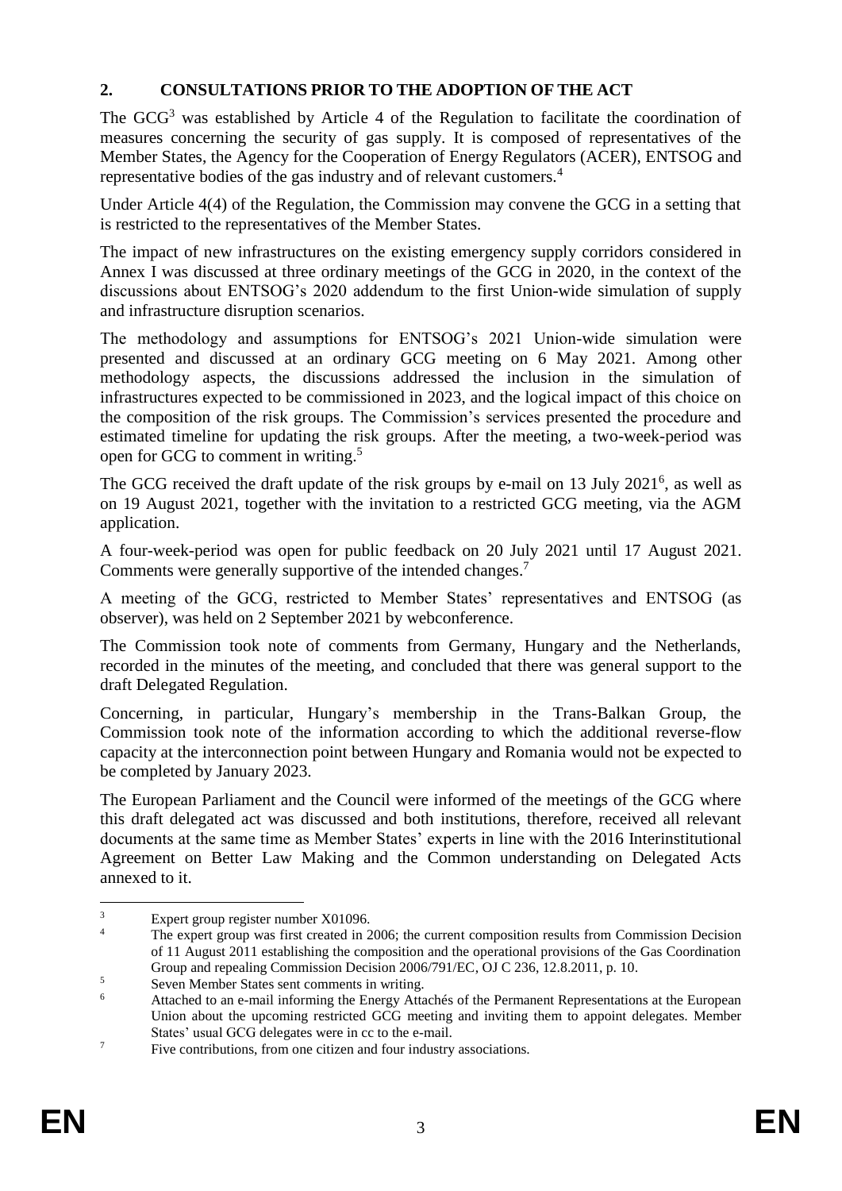## 2. CONSULTATIONS PRIOR TO THE ADOPTION OF THE ACT

The GCG[3] was established by Article 4 of the Regulation to facilitate the coordination of measures concerning the security of gas supply. It is composed of representatives of the Member States, the Agency for the Cooperation of Energy Regulators (ACER), ENTSOG and representative bodies of the gas industry and of relevant customers.[4]

Under Article 4(4) of the Regulation, the Commission may convene the GCG in a setting that is restricted to the representatives of the Member States.

The impact of new infrastructures on the existing emergency supply corridors considered in Annex I was discussed at three ordinary meetings of the GCG in 2020, in the context of the discussions about ENTSOG's 2020 addendum to the first Union-wide simulation of supply and infrastructure disruption scenarios.

The methodology and assumptions for ENTSOG's 2021 Union-wide simulation were presented and discussed at an ordinary GCG meeting on 6 May 2021. Among other methodology aspects, the discussions addressed the inclusion in the simulation of infrastructures expected to be commissioned in 2023, and the logical impact of this choice on the composition of the risk groups. The Commission's services presented the procedure and estimated timeline for updating the risk groups. After the meeting, a two-week-period was open for GCG to comment in writing.[5]

The GCG received the draft update of the risk groups by e-mail on 13 July 2021[6], as well as on 19 August 2021, together with the invitation to a restricted GCG meeting, via the AGM application.

A four-week-period was open for public feedback on 20 July 2021 until 17 August 2021. Comments were generally supportive of the intended changes.[7]

A meeting of the GCG, restricted to Member States' representatives and ENTSOG (as observer), was held on 2 September 2021 by webconference.

The Commission took note of comments from Germany, Hungary and the Netherlands, recorded in the minutes of the meeting, and concluded that there was general support to the draft Delegated Regulation.

Concerning, in particular, Hungary's membership in the Trans-Balkan Group, the Commission took note of the information according to which the additional reverse-flow capacity at the interconnection point between Hungary and Romania would not be expected to be completed by January 2023.

The European Parliament and the Council were informed of the meetings of the GCG where this draft delegated act was discussed and both institutions, therefore, received all relevant documents at the same time as Member States' experts in line with the 2016 Interinstitutional Agreement on Better Law Making and the Common understanding on Delegated Acts annexed to it.

---

[3] Expert group register number X01096.

[4] The expert group was first created in 2006; the current composition results from Commission Decision of 11 August 2011 establishing the composition and the operational provisions of the Gas Coordination Group and repealing Commission Decision 2006/791/EC, OJ C 236, 12.8.2011, p. 10.

[5] Seven Member States sent comments in writing.

[6] Attached to an e-mail informing the Energy Attachés of the Permanent Representations at the European Union about the upcoming restricted GCG meeting and inviting them to appoint delegates. Member States' usual GCG delegates were in cc to the e-mail.

[7] Five contributions, from one citizen and four industry associations.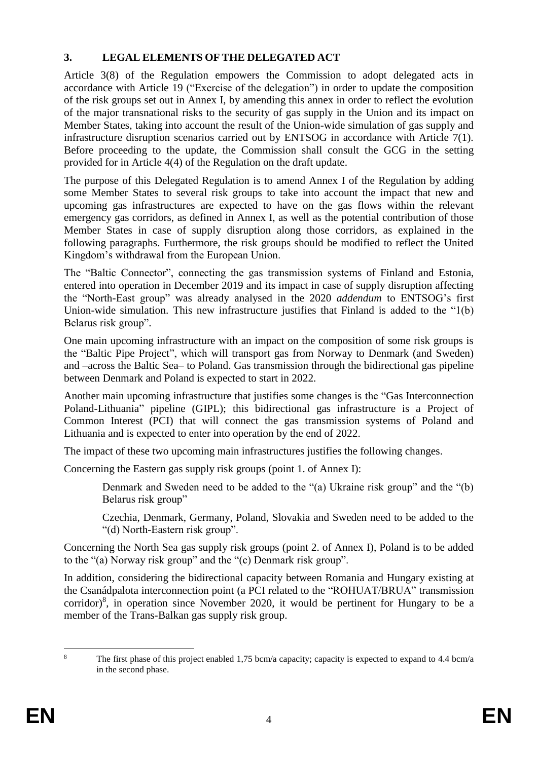## 3. LEGAL ELEMENTS OF THE DELEGATED ACT

Article 3(8) of the Regulation empowers the Commission to adopt delegated acts in accordance with Article 19 ("Exercise of the delegation") in order to update the composition of the risk groups set out in Annex I, by amending this annex in order to reflect the evolution of the major transnational risks to the security of gas supply in the Union and its impact on Member States, taking into account the result of the Union-wide simulation of gas supply and infrastructure disruption scenarios carried out by ENTSOG in accordance with Article 7(1). Before proceeding to the update, the Commission shall consult the GCG in the setting provided for in Article 4(4) of the Regulation on the draft update.

The purpose of this Delegated Regulation is to amend Annex I of the Regulation by adding some Member States to several risk groups to take into account the impact that new and upcoming gas infrastructures are expected to have on the gas flows within the relevant emergency gas corridors, as defined in Annex I, as well as the potential contribution of those Member States in case of supply disruption along those corridors, as explained in the following paragraphs. Furthermore, the risk groups should be modified to reflect the United Kingdom's withdrawal from the European Union.

The "Baltic Connector", connecting the gas transmission systems of Finland and Estonia, entered into operation in December 2019 and its impact in case of supply disruption affecting the "North-East group" was already analysed in the 2020 *addendum* to ENTSOG's first Union-wide simulation. This new infrastructure justifies that Finland is added to the "1(b) Belarus risk group".

One main upcoming infrastructure with an impact on the composition of some risk groups is the "Baltic Pipe Project", which will transport gas from Norway to Denmark (and Sweden) and –across the Baltic Sea– to Poland. Gas transmission through the bidirectional gas pipeline between Denmark and Poland is expected to start in 2022.

Another main upcoming infrastructure that justifies some changes is the "Gas Interconnection Poland-Lithuania" pipeline (GIPL); this bidirectional gas infrastructure is a Project of Common Interest (PCI) that will connect the gas transmission systems of Poland and Lithuania and is expected to enter into operation by the end of 2022.

The impact of these two upcoming main infrastructures justifies the following changes.

Concerning the Eastern gas supply risk groups (point 1. of Annex I):

> Denmark and Sweden need to be added to the "(a) Ukraine risk group" and the "(b) Belarus risk group"
>
> Czechia, Denmark, Germany, Poland, Slovakia and Sweden need to be added to the "(d) North-Eastern risk group".

Concerning the North Sea gas supply risk groups (point 2. of Annex I), Poland is to be added to the "(a) Norway risk group" and the "(c) Denmark risk group".

In addition, considering the bidirectional capacity between Romania and Hungary existing at the Csanádpalota interconnection point (a PCI related to the "ROHUAT/BRUA" transmission corridor)[8], in operation since November 2020, it would be pertinent for Hungary to be a member of the Trans-Balkan gas supply risk group.

---

[8] The first phase of this project enabled 1,75 bcm/a capacity; capacity is expected to expand to 4.4 bcm/a in the second phase.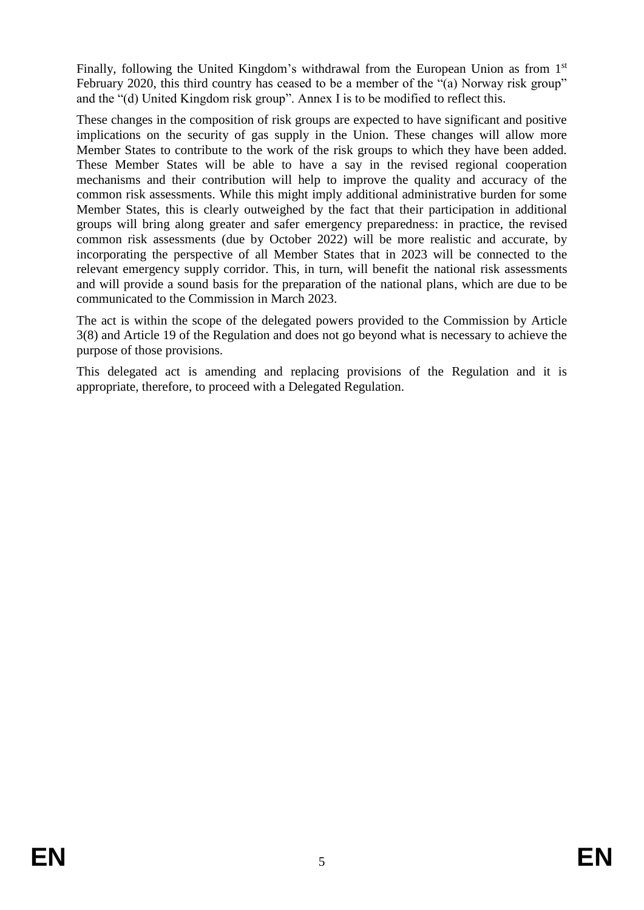Finally, following the United Kingdom's withdrawal from the European Union as from 1[st] February 2020, this third country has ceased to be a member of the "(a) Norway risk group" and the "(d) United Kingdom risk group". Annex I is to be modified to reflect this.

These changes in the composition of risk groups are expected to have significant and positive implications on the security of gas supply in the Union. These changes will allow more Member States to contribute to the work of the risk groups to which they have been added. These Member States will be able to have a say in the revised regional cooperation mechanisms and their contribution will help to improve the quality and accuracy of the common risk assessments. While this might imply additional administrative burden for some Member States, this is clearly outweighed by the fact that their participation in additional groups will bring along greater and safer emergency preparedness: in practice, the revised common risk assessments (due by October 2022) will be more realistic and accurate, by incorporating the perspective of all Member States that in 2023 will be connected to the relevant emergency supply corridor. This, in turn, will benefit the national risk assessments and will provide a sound basis for the preparation of the national plans, which are due to be communicated to the Commission in March 2023.

The act is within the scope of the delegated powers provided to the Commission by Article 3(8) and Article 19 of the Regulation and does not go beyond what is necessary to achieve the purpose of those provisions.

This delegated act is amending and replacing provisions of the Regulation and it is appropriate, therefore, to proceed with a Delegated Regulation.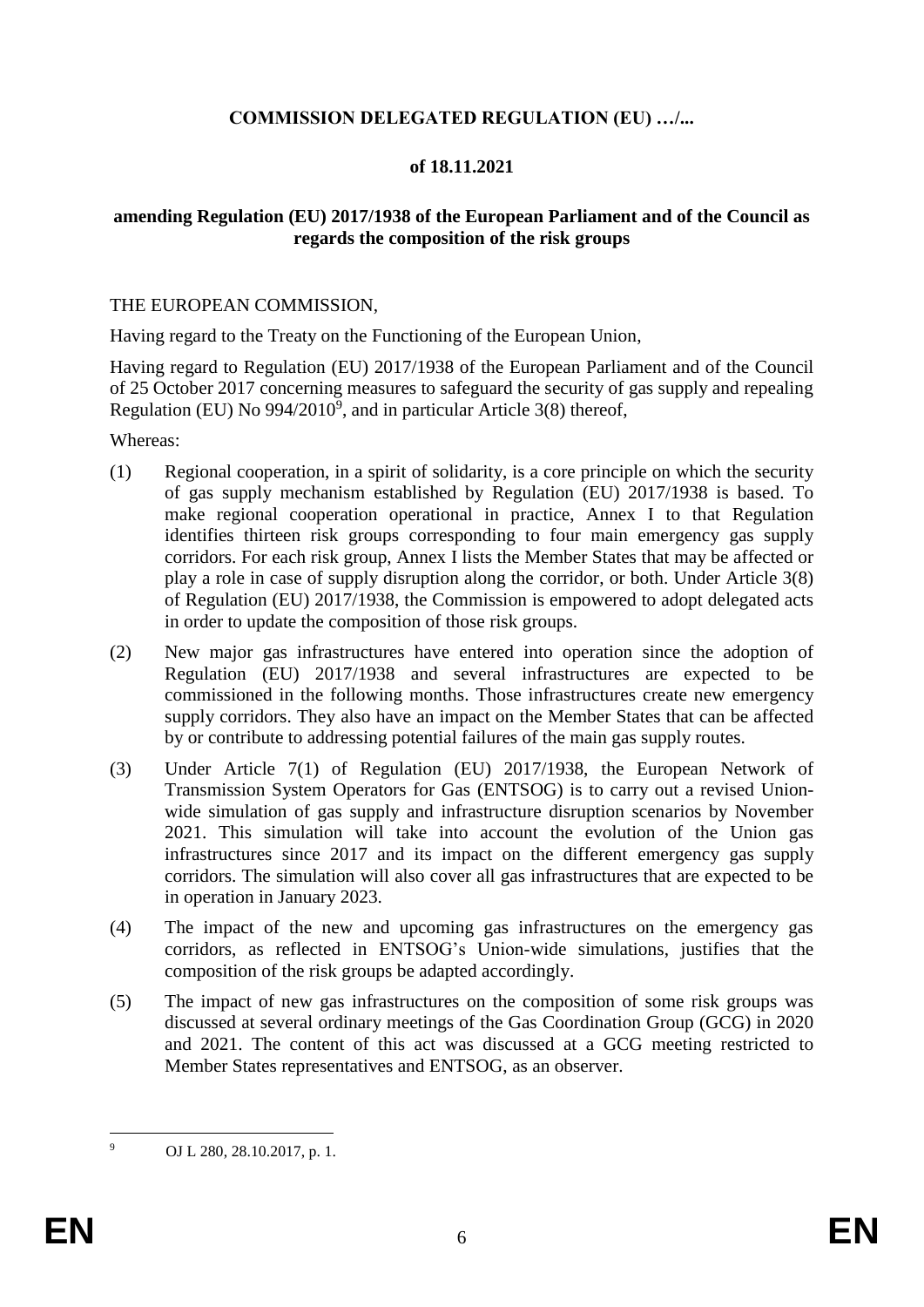**COMMISSION DELEGATED REGULATION (EU) …/...**

**of 18.11.2021**

**amending Regulation (EU) 2017/1938 of the European Parliament and of the Council as regards the composition of the risk groups**

THE EUROPEAN COMMISSION,

Having regard to the Treaty on the Functioning of the European Union,

Having regard to Regulation (EU) 2017/1938 of the European Parliament and of the Council of 25 October 2017 concerning measures to safeguard the security of gas supply and repealing Regulation (EU) No 994/2010[9], and in particular Article 3(8) thereof,

Whereas:

(1) Regional cooperation, in a spirit of solidarity, is a core principle on which the security of gas supply mechanism established by Regulation (EU) 2017/1938 is based. To make regional cooperation operational in practice, Annex I to that Regulation identifies thirteen risk groups corresponding to four main emergency gas supply corridors. For each risk group, Annex I lists the Member States that may be affected or play a role in case of supply disruption along the corridor, or both. Under Article 3(8) of Regulation (EU) 2017/1938, the Commission is empowered to adopt delegated acts in order to update the composition of those risk groups.

(2) New major gas infrastructures have entered into operation since the adoption of Regulation (EU) 2017/1938 and several infrastructures are expected to be commissioned in the following months. Those infrastructures create new emergency supply corridors. They also have an impact on the Member States that can be affected by or contribute to addressing potential failures of the main gas supply routes.

(3) Under Article 7(1) of Regulation (EU) 2017/1938, the European Network of Transmission System Operators for Gas (ENTSOG) is to carry out a revised Union-wide simulation of gas supply and infrastructure disruption scenarios by November 2021. This simulation will take into account the evolution of the Union gas infrastructures since 2017 and its impact on the different emergency gas supply corridors. The simulation will also cover all gas infrastructures that are expected to be in operation in January 2023.

(4) The impact of the new and upcoming gas infrastructures on the emergency gas corridors, as reflected in ENTSOG's Union-wide simulations, justifies that the composition of the risk groups be adapted accordingly.

(5) The impact of new gas infrastructures on the composition of some risk groups was discussed at several ordinary meetings of the Gas Coordination Group (GCG) in 2020 and 2021. The content of this act was discussed at a GCG meeting restricted to Member States representatives and ENTSOG, as an observer.

---

[9] OJ L 280, 28.10.2017, p. 1.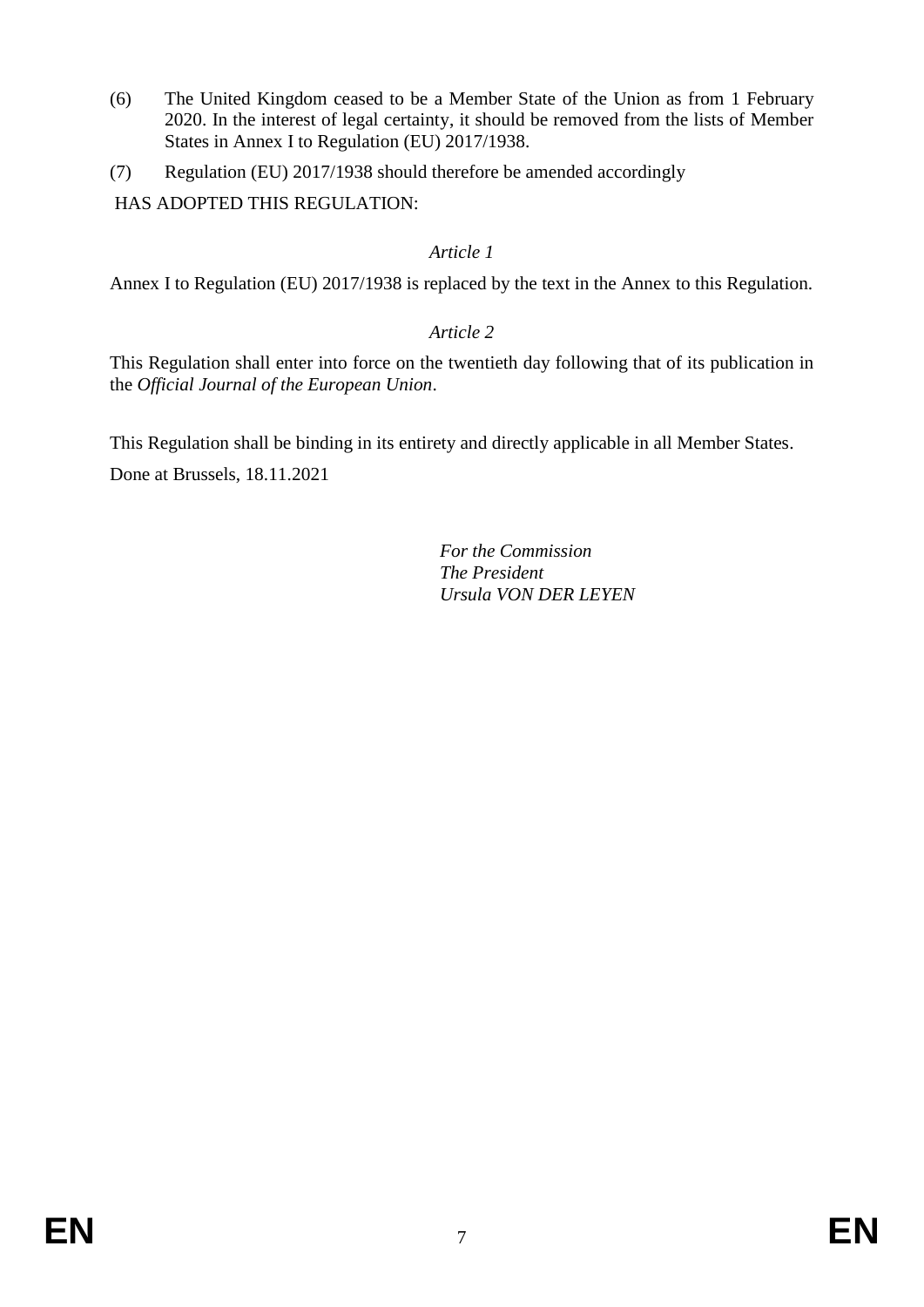(6) The United Kingdom ceased to be a Member State of the Union as from 1 February 2020. In the interest of legal certainty, it should be removed from the lists of Member States in Annex I to Regulation (EU) 2017/1938.

(7) Regulation (EU) 2017/1938 should therefore be amended accordingly

HAS ADOPTED THIS REGULATION:

*Article 1*

Annex I to Regulation (EU) 2017/1938 is replaced by the text in the Annex to this Regulation.

*Article 2*

This Regulation shall enter into force on the twentieth day following that of its publication in the *Official Journal of the European Union*.

This Regulation shall be binding in its entirety and directly applicable in all Member States.

Done at Brussels, 18.11.2021

*For the Commission*
*The President*
*Ursula VON DER LEYEN*